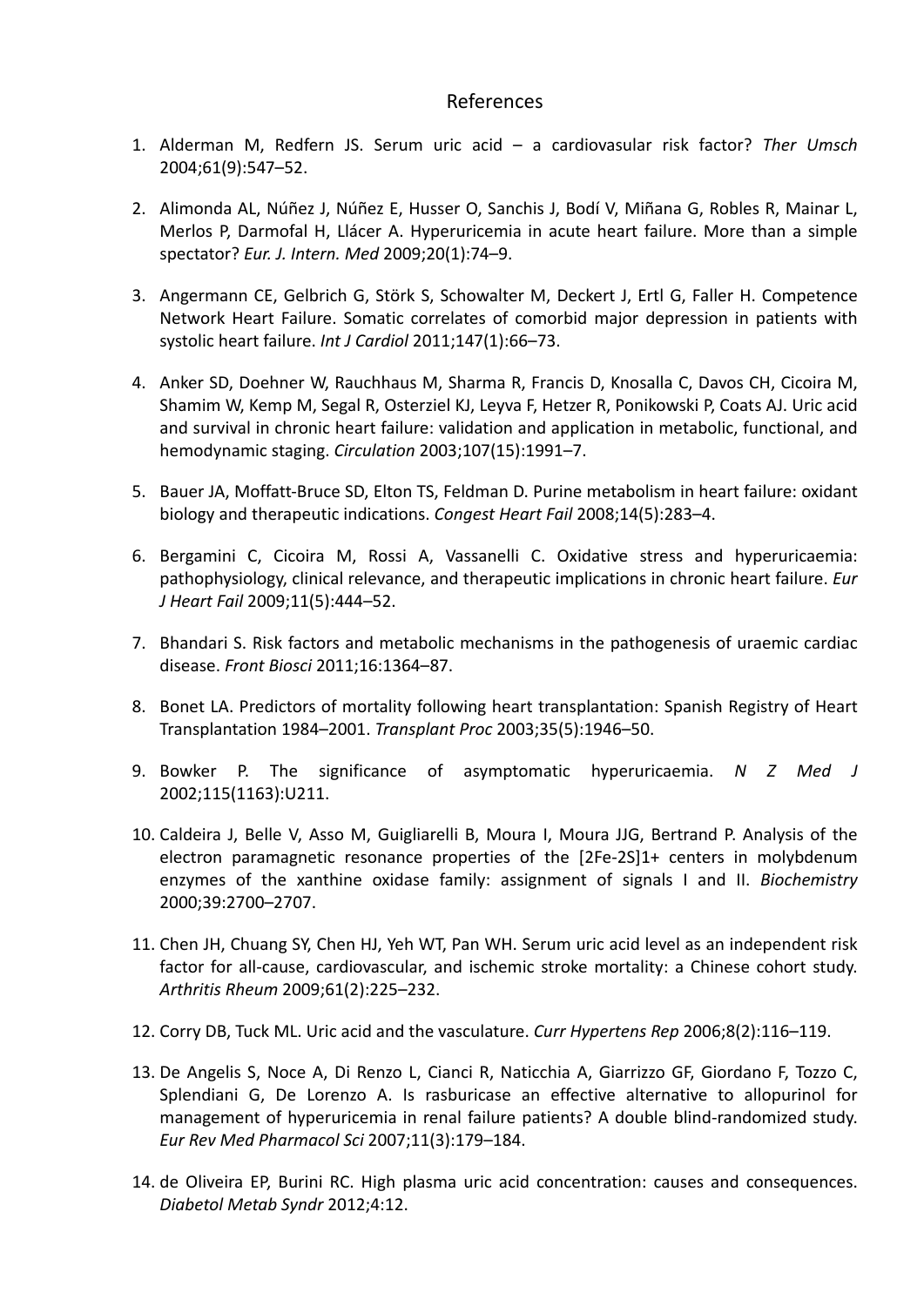# References

1. Alderman M, Redfern JS. Serum uric acid – a cardiovasular risk factor? *Ther Umsch* 2004;61(9):547–52.

2. Alimonda AL, Núñez J, Núñez E, Husser O, Sanchis J, Bodí V, Miñana G, Robles R, Mainar L, Merlos P, Darmofal H, Llácer A. Hyperuricemia in acute heart failure. More than a simple spectator? *Eur. J. Intern. Med* 2009;20(1):74–9.

3. Angermann CE, Gelbrich G, Störk S, Schowalter M, Deckert J, Ertl G, Faller H. Competence Network Heart Failure. Somatic correlates of comorbid major depression in patients with systolic heart failure. *Int J Cardiol* 2011;147(1):66–73.

4. Anker SD, Doehner W, Rauchhaus M, Sharma R, Francis D, Knosalla C, Davos CH, Cicoira M, Shamim W, Kemp M, Segal R, Osterziel KJ, Leyva F, Hetzer R, Ponikowski P, Coats AJ. Uric acid and survival in chronic heart failure: validation and application in metabolic, functional, and hemodynamic staging. *Circulation* 2003;107(15):1991–7.

5. Bauer JA, Moffatt-Bruce SD, Elton TS, Feldman D. Purine metabolism in heart failure: oxidant biology and therapeutic indications. *Congest Heart Fail* 2008;14(5):283–4.

6. Bergamini C, Cicoira M, Rossi A, Vassanelli C. Oxidative stress and hyperuricaemia: pathophysiology, clinical relevance, and therapeutic implications in chronic heart failure. *Eur J Heart Fail* 2009;11(5):444–52.

7. Bhandari S. Risk factors and metabolic mechanisms in the pathogenesis of uraemic cardiac disease. *Front Biosci* 2011;16:1364–87.

8. Bonet LA. Predictors of mortality following heart transplantation: Spanish Registry of Heart Transplantation 1984–2001. *Transplant Proc* 2003;35(5):1946–50.

9. Bowker P. The significance of asymptomatic hyperuricaemia. *N Z Med J* 2002;115(1163):U211.

10. Caldeira J, Belle V, Asso M, Guigliarelli B, Moura I, Moura JJG, Bertrand P. Analysis of the electron paramagnetic resonance properties of the [2Fe-2S]1+ centers in molybdenum enzymes of the xanthine oxidase family: assignment of signals I and II. *Biochemistry* 2000;39:2700–2707.

11. Chen JH, Chuang SY, Chen HJ, Yeh WT, Pan WH. Serum uric acid level as an independent risk factor for all-cause, cardiovascular, and ischemic stroke mortality: a Chinese cohort study. *Arthritis Rheum* 2009;61(2):225–232.

12. Corry DB, Tuck ML. Uric acid and the vasculature. *Curr Hypertens Rep* 2006;8(2):116–119.

13. De Angelis S, Noce A, Di Renzo L, Cianci R, Naticchia A, Giarrizzo GF, Giordano F, Tozzo C, Splendiani G, De Lorenzo A. Is rasburicase an effective alternative to allopurinol for management of hyperuricemia in renal failure patients? A double blind-randomized study. *Eur Rev Med Pharmacol Sci* 2007;11(3):179–184.

14. de Oliveira EP, Burini RC. High plasma uric acid concentration: causes and consequences. *Diabetol Metab Syndr* 2012;4:12.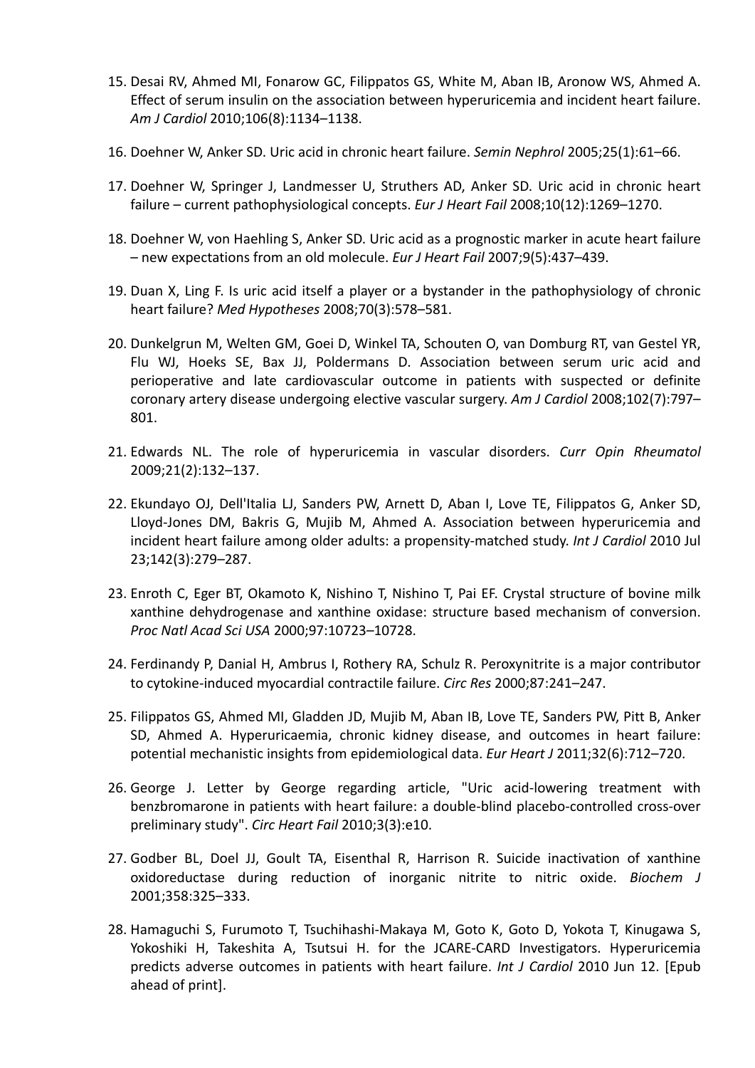15. Desai RV, Ahmed MI, Fonarow GC, Filippatos GS, White M, Aban IB, Aronow WS, Ahmed A. Effect of serum insulin on the association between hyperuricemia and incident heart failure. *Am J Cardiol* 2010;106(8):1134–1138.

16. Doehner W, Anker SD. Uric acid in chronic heart failure. *Semin Nephrol* 2005;25(1):61–66.

17. Doehner W, Springer J, Landmesser U, Struthers AD, Anker SD. Uric acid in chronic heart failure – current pathophysiological concepts. *Eur J Heart Fail* 2008;10(12):1269–1270.

18. Doehner W, von Haehling S, Anker SD. Uric acid as a prognostic marker in acute heart failure – new expectations from an old molecule. *Eur J Heart Fail* 2007;9(5):437–439.

19. Duan X, Ling F. Is uric acid itself a player or a bystander in the pathophysiology of chronic heart failure? *Med Hypotheses* 2008;70(3):578–581.

20. Dunkelgrun M, Welten GM, Goei D, Winkel TA, Schouten O, van Domburg RT, van Gestel YR, Flu WJ, Hoeks SE, Bax JJ, Poldermans D. Association between serum uric acid and perioperative and late cardiovascular outcome in patients with suspected or definite coronary artery disease undergoing elective vascular surgery. *Am J Cardiol* 2008;102(7):797–801.

21. Edwards NL. The role of hyperuricemia in vascular disorders. *Curr Opin Rheumatol* 2009;21(2):132–137.

22. Ekundayo OJ, Dell'Italia LJ, Sanders PW, Arnett D, Aban I, Love TE, Filippatos G, Anker SD, Lloyd-Jones DM, Bakris G, Mujib M, Ahmed A. Association between hyperuricemia and incident heart failure among older adults: a propensity-matched study. *Int J Cardiol* 2010 Jul 23;142(3):279–287.

23. Enroth C, Eger BT, Okamoto K, Nishino T, Nishino T, Pai EF. Crystal structure of bovine milk xanthine dehydrogenase and xanthine oxidase: structure based mechanism of conversion. *Proc Natl Acad Sci USA* 2000;97:10723–10728.

24. Ferdinandy P, Danial H, Ambrus I, Rothery RA, Schulz R. Peroxynitrite is a major contributor to cytokine-induced myocardial contractile failure. *Circ Res* 2000;87:241–247.

25. Filippatos GS, Ahmed MI, Gladden JD, Mujib M, Aban IB, Love TE, Sanders PW, Pitt B, Anker SD, Ahmed A. Hyperuricaemia, chronic kidney disease, and outcomes in heart failure: potential mechanistic insights from epidemiological data. *Eur Heart J* 2011;32(6):712–720.

26. George J. Letter by George regarding article, "Uric acid-lowering treatment with benzbromarone in patients with heart failure: a double-blind placebo-controlled cross-over preliminary study". *Circ Heart Fail* 2010;3(3):e10.

27. Godber BL, Doel JJ, Goult TA, Eisenthal R, Harrison R. Suicide inactivation of xanthine oxidoreductase during reduction of inorganic nitrite to nitric oxide. *Biochem J* 2001;358:325–333.

28. Hamaguchi S, Furumoto T, Tsuchihashi-Makaya M, Goto K, Goto D, Yokota T, Kinugawa S, Yokoshiki H, Takeshita A, Tsutsui H. for the JCARE-CARD Investigators. Hyperuricemia predicts adverse outcomes in patients with heart failure. *Int J Cardiol* 2010 Jun 12. [Epub ahead of print].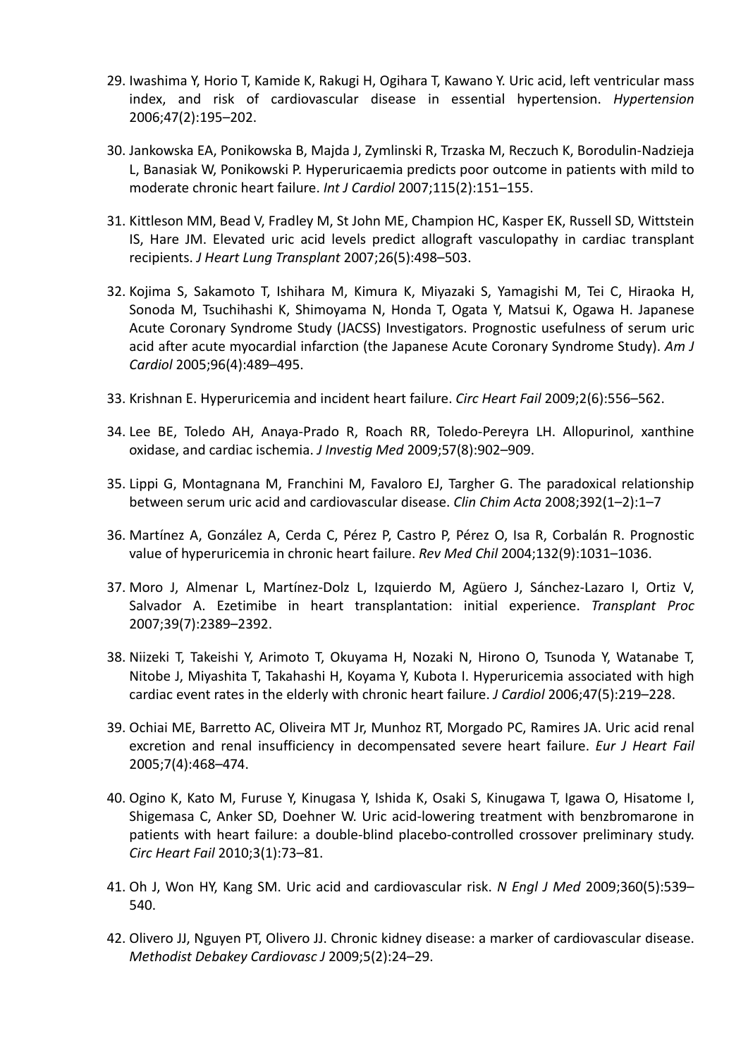29. Iwashima Y, Horio T, Kamide K, Rakugi H, Ogihara T, Kawano Y. Uric acid, left ventricular mass index, and risk of cardiovascular disease in essential hypertension. *Hypertension* 2006;47(2):195–202.

30. Jankowska EA, Ponikowska B, Majda J, Zymlinski R, Trzaska M, Reczuch K, Borodulin-Nadzieja L, Banasiak W, Ponikowski P. Hyperuricaemia predicts poor outcome in patients with mild to moderate chronic heart failure. *Int J Cardiol* 2007;115(2):151–155.

31. Kittleson MM, Bead V, Fradley M, St John ME, Champion HC, Kasper EK, Russell SD, Wittstein IS, Hare JM. Elevated uric acid levels predict allograft vasculopathy in cardiac transplant recipients. *J Heart Lung Transplant* 2007;26(5):498–503.

32. Kojima S, Sakamoto T, Ishihara M, Kimura K, Miyazaki S, Yamagishi M, Tei C, Hiraoka H, Sonoda M, Tsuchihashi K, Shimoyama N, Honda T, Ogata Y, Matsui K, Ogawa H. Japanese Acute Coronary Syndrome Study (JACSS) Investigators. Prognostic usefulness of serum uric acid after acute myocardial infarction (the Japanese Acute Coronary Syndrome Study). *Am J Cardiol* 2005;96(4):489–495.

33. Krishnan E. Hyperuricemia and incident heart failure. *Circ Heart Fail* 2009;2(6):556–562.

34. Lee BE, Toledo AH, Anaya-Prado R, Roach RR, Toledo-Pereyra LH. Allopurinol, xanthine oxidase, and cardiac ischemia. *J Investig Med* 2009;57(8):902–909.

35. Lippi G, Montagnana M, Franchini M, Favaloro EJ, Targher G. The paradoxical relationship between serum uric acid and cardiovascular disease. *Clin Chim Acta* 2008;392(1–2):1–7

36. Martínez A, González A, Cerda C, Pérez P, Castro P, Pérez O, Isa R, Corbalán R. Prognostic value of hyperuricemia in chronic heart failure. *Rev Med Chil* 2004;132(9):1031–1036.

37. Moro J, Almenar L, Martínez-Dolz L, Izquierdo M, Agüero J, Sánchez-Lazaro I, Ortiz V, Salvador A. Ezetimibe in heart transplantation: initial experience. *Transplant Proc* 2007;39(7):2389–2392.

38. Niizeki T, Takeishi Y, Arimoto T, Okuyama H, Nozaki N, Hirono O, Tsunoda Y, Watanabe T, Nitobe J, Miyashita T, Takahashi H, Koyama Y, Kubota I. Hyperuricemia associated with high cardiac event rates in the elderly with chronic heart failure. *J Cardiol* 2006;47(5):219–228.

39. Ochiai ME, Barretto AC, Oliveira MT Jr, Munhoz RT, Morgado PC, Ramires JA. Uric acid renal excretion and renal insufficiency in decompensated severe heart failure. *Eur J Heart Fail* 2005;7(4):468–474.

40. Ogino K, Kato M, Furuse Y, Kinugasa Y, Ishida K, Osaki S, Kinugawa T, Igawa O, Hisatome I, Shigemasa C, Anker SD, Doehner W. Uric acid-lowering treatment with benzbromarone in patients with heart failure: a double-blind placebo-controlled crossover preliminary study. *Circ Heart Fail* 2010;3(1):73–81.

41. Oh J, Won HY, Kang SM. Uric acid and cardiovascular risk. *N Engl J Med* 2009;360(5):539–540.

42. Olivero JJ, Nguyen PT, Olivero JJ. Chronic kidney disease: a marker of cardiovascular disease. *Methodist Debakey Cardiovasc J* 2009;5(2):24–29.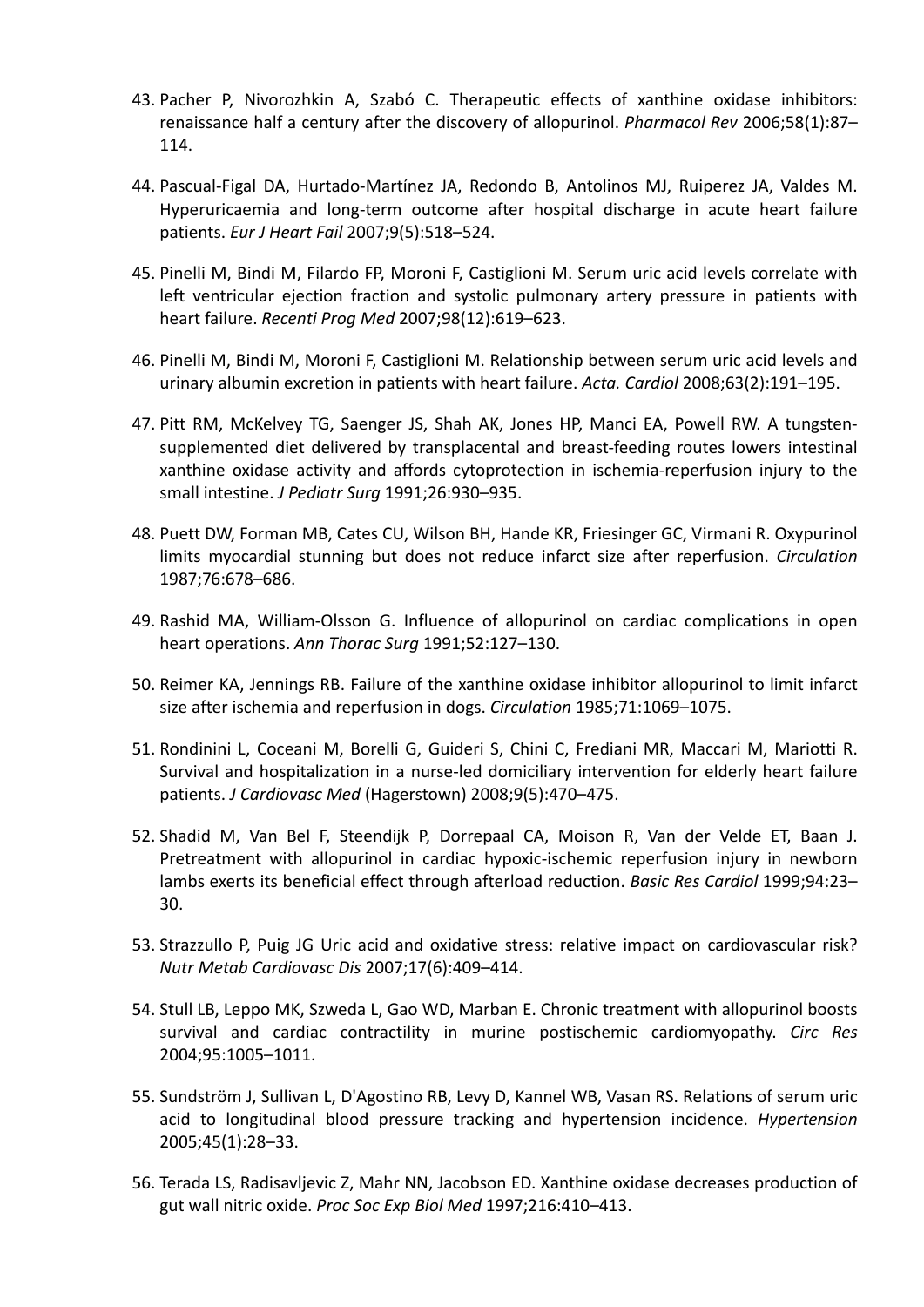43. Pacher P, Nivorozhkin A, Szabó C. Therapeutic effects of xanthine oxidase inhibitors: renaissance half a century after the discovery of allopurinol. *Pharmacol Rev* 2006;58(1):87–114.

44. Pascual-Figal DA, Hurtado-Martínez JA, Redondo B, Antolinos MJ, Ruiperez JA, Valdes M. Hyperuricaemia and long-term outcome after hospital discharge in acute heart failure patients. *Eur J Heart Fail* 2007;9(5):518–524.

45. Pinelli M, Bindi M, Filardo FP, Moroni F, Castiglioni M. Serum uric acid levels correlate with left ventricular ejection fraction and systolic pulmonary artery pressure in patients with heart failure. *Recenti Prog Med* 2007;98(12):619–623.

46. Pinelli M, Bindi M, Moroni F, Castiglioni M. Relationship between serum uric acid levels and urinary albumin excretion in patients with heart failure. *Acta. Cardiol* 2008;63(2):191–195.

47. Pitt RM, McKelvey TG, Saenger JS, Shah AK, Jones HP, Manci EA, Powell RW. A tungsten-supplemented diet delivered by transplacental and breast-feeding routes lowers intestinal xanthine oxidase activity and affords cytoprotection in ischemia-reperfusion injury to the small intestine. *J Pediatr Surg* 1991;26:930–935.

48. Puett DW, Forman MB, Cates CU, Wilson BH, Hande KR, Friesinger GC, Virmani R. Oxypurinol limits myocardial stunning but does not reduce infarct size after reperfusion. *Circulation* 1987;76:678–686.

49. Rashid MA, William-Olsson G. Influence of allopurinol on cardiac complications in open heart operations. *Ann Thorac Surg* 1991;52:127–130.

50. Reimer KA, Jennings RB. Failure of the xanthine oxidase inhibitor allopurinol to limit infarct size after ischemia and reperfusion in dogs. *Circulation* 1985;71:1069–1075.

51. Rondinini L, Coceani M, Borelli G, Guideri S, Chini C, Frediani MR, Maccari M, Mariotti R. Survival and hospitalization in a nurse-led domiciliary intervention for elderly heart failure patients. *J Cardiovasc Med* (Hagerstown) 2008;9(5):470–475.

52. Shadid M, Van Bel F, Steendijk P, Dorrepaal CA, Moison R, Van der Velde ET, Baan J. Pretreatment with allopurinol in cardiac hypoxic-ischemic reperfusion injury in newborn lambs exerts its beneficial effect through afterload reduction. *Basic Res Cardiol* 1999;94:23–30.

53. Strazzullo P, Puig JG Uric acid and oxidative stress: relative impact on cardiovascular risk? *Nutr Metab Cardiovasc Dis* 2007;17(6):409–414.

54. Stull LB, Leppo MK, Szweda L, Gao WD, Marban E. Chronic treatment with allopurinol boosts survival and cardiac contractility in murine postischemic cardiomyopathy. *Circ Res* 2004;95:1005–1011.

55. Sundström J, Sullivan L, D'Agostino RB, Levy D, Kannel WB, Vasan RS. Relations of serum uric acid to longitudinal blood pressure tracking and hypertension incidence. *Hypertension* 2005;45(1):28–33.

56. Terada LS, Radisavljevic Z, Mahr NN, Jacobson ED. Xanthine oxidase decreases production of gut wall nitric oxide. *Proc Soc Exp Biol Med* 1997;216:410–413.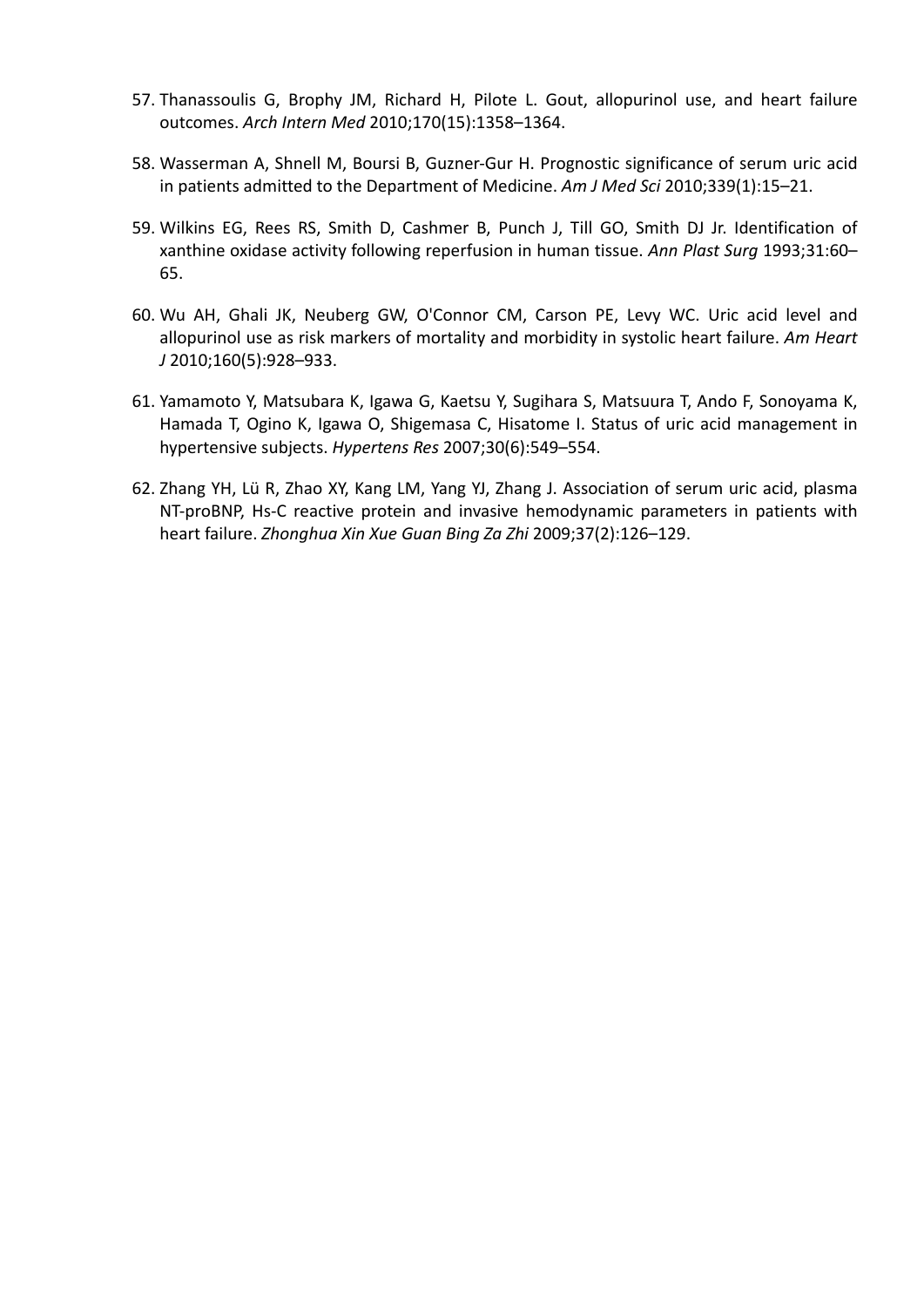57. Thanassoulis G, Brophy JM, Richard H, Pilote L. Gout, allopurinol use, and heart failure outcomes. *Arch Intern Med* 2010;170(15):1358–1364.

58. Wasserman A, Shnell M, Boursi B, Guzner-Gur H. Prognostic significance of serum uric acid in patients admitted to the Department of Medicine. *Am J Med Sci* 2010;339(1):15–21.

59. Wilkins EG, Rees RS, Smith D, Cashmer B, Punch J, Till GO, Smith DJ Jr. Identification of xanthine oxidase activity following reperfusion in human tissue. *Ann Plast Surg* 1993;31:60–65.

60. Wu AH, Ghali JK, Neuberg GW, O'Connor CM, Carson PE, Levy WC. Uric acid level and allopurinol use as risk markers of mortality and morbidity in systolic heart failure. *Am Heart J* 2010;160(5):928–933.

61. Yamamoto Y, Matsubara K, Igawa G, Kaetsu Y, Sugihara S, Matsuura T, Ando F, Sonoyama K, Hamada T, Ogino K, Igawa O, Shigemasa C, Hisatome I. Status of uric acid management in hypertensive subjects. *Hypertens Res* 2007;30(6):549–554.

62. Zhang YH, Lü R, Zhao XY, Kang LM, Yang YJ, Zhang J. Association of serum uric acid, plasma NT-proBNP, Hs-C reactive protein and invasive hemodynamic parameters in patients with heart failure. *Zhonghua Xin Xue Guan Bing Za Zhi* 2009;37(2):126–129.